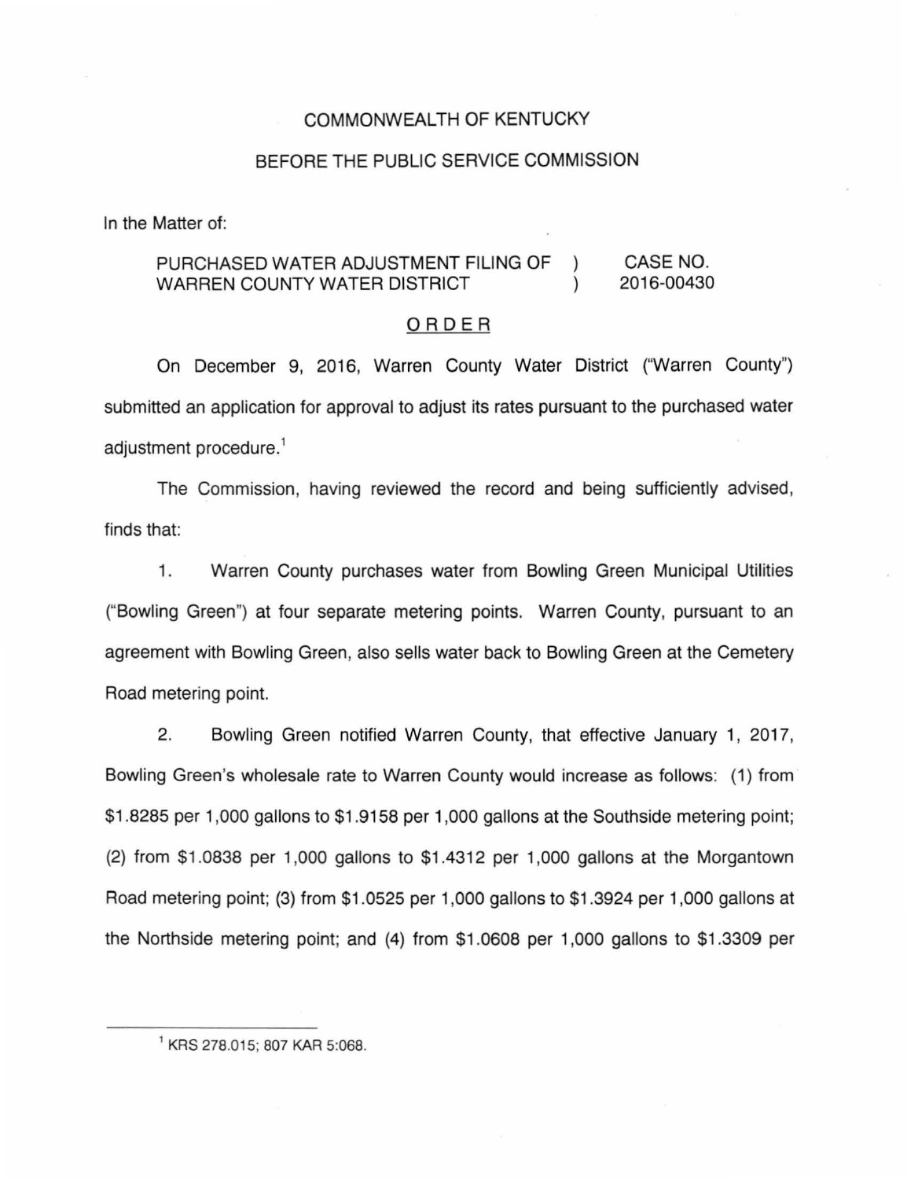COMMONWEALTH OF KENTUCKY

BEFORE THE PUBLIC SERVICE COMMISSION

In the Matter of:

| | | |
|---|---|---|
| PURCHASED WATER ADJUSTMENT FILING OF WARREN COUNTY WATER DISTRICT | ) ) | CASE NO. 2016-00430 |

ORDER

On December 9, 2016, Warren County Water District ("Warren County") submitted an application for approval to adjust its rates pursuant to the purchased water adjustment procedure.[1]

The Commission, having reviewed the record and being sufficiently advised, finds that:

1. Warren County purchases water from Bowling Green Municipal Utilities ("Bowling Green") at four separate metering points. Warren County, pursuant to an agreement with Bowling Green, also sells water back to Bowling Green at the Cemetery Road metering point.

2. Bowling Green notified Warren County, that effective January 1, 2017, Bowling Green's wholesale rate to Warren County would increase as follows: (1) from $1.8285 per 1,000 gallons to $1.9158 per 1,000 gallons at the Southside metering point; (2) from $1.0838 per 1,000 gallons to $1.4312 per 1,000 gallons at the Morgantown Road metering point; (3) from $1.0525 per 1,000 gallons to $1.3924 per 1,000 gallons at the Northside metering point; and (4) from $1.0608 per 1,000 gallons to $1.3309 per

[1] KRS 278.015; 807 KAR 5:068.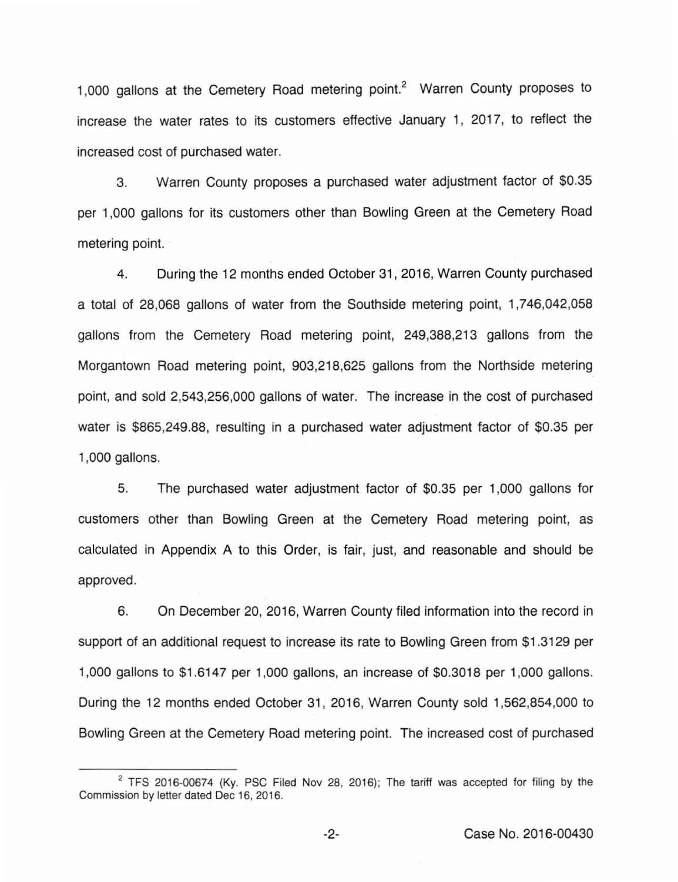1,000 gallons at the Cemetery Road metering point.[2] Warren County proposes to increase the water rates to its customers effective January 1, 2017, to reflect the increased cost of purchased water.

3. Warren County proposes a purchased water adjustment factor of $0.35 per 1,000 gallons for its customers other than Bowling Green at the Cemetery Road metering point.

4. During the 12 months ended October 31, 2016, Warren County purchased a total of 28,068 gallons of water from the Southside metering point, 1,746,042,058 gallons from the Cemetery Road metering point, 249,388,213 gallons from the Morgantown Road metering point, 903,218,625 gallons from the Northside metering point, and sold 2,543,256,000 gallons of water. The increase in the cost of purchased water is $865,249.88, resulting in a purchased water adjustment factor of $0.35 per 1,000 gallons.

5. The purchased water adjustment factor of $0.35 per 1,000 gallons for customers other than Bowling Green at the Cemetery Road metering point, as calculated in Appendix A to this Order, is fair, just, and reasonable and should be approved.

6. On December 20, 2016, Warren County filed information into the record in support of an additional request to increase its rate to Bowling Green from $1.3129 per 1,000 gallons to $1.6147 per 1,000 gallons, an increase of $0.3018 per 1,000 gallons. During the 12 months ended October 31, 2016, Warren County sold 1,562,854,000 to Bowling Green at the Cemetery Road metering point. The increased cost of purchased

[2] TFS 2016-00674 (Ky. PSC Filed Nov 28, 2016); The tariff was accepted for filing by the Commission by letter dated Dec 16, 2016.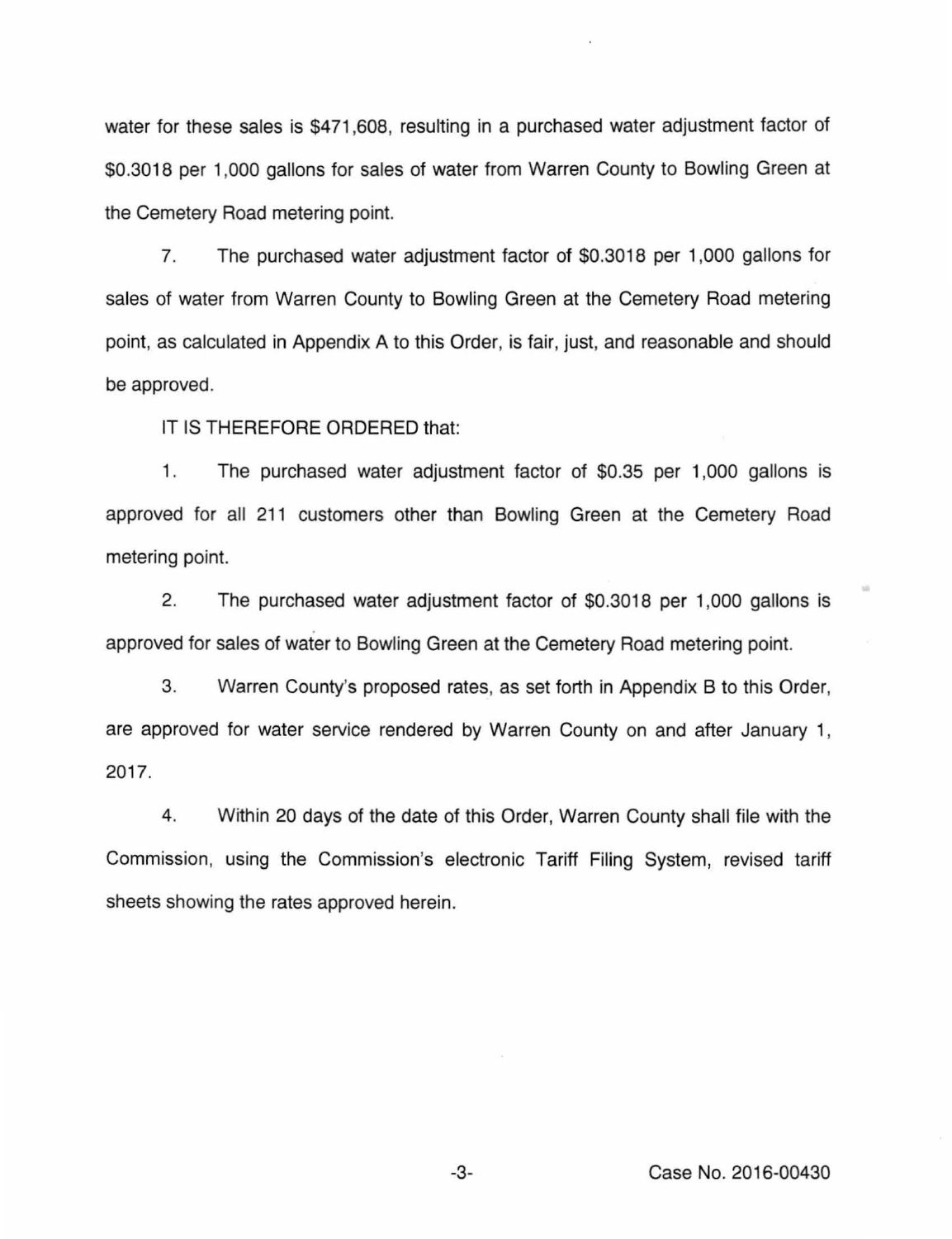water for these sales is $471,608, resulting in a purchased water adjustment factor of $0.3018 per 1,000 gallons for sales of water from Warren County to Bowling Green at the Cemetery Road metering point.

7. The purchased water adjustment factor of $0.3018 per 1,000 gallons for sales of water from Warren County to Bowling Green at the Cemetery Road metering point, as calculated in Appendix A to this Order, is fair, just, and reasonable and should be approved.

IT IS THEREFORE ORDERED that:

1. The purchased water adjustment factor of $0.35 per 1,000 gallons is approved for all 211 customers other than Bowling Green at the Cemetery Road metering point.

2. The purchased water adjustment factor of $0.3018 per 1,000 gallons is approved for sales of water to Bowling Green at the Cemetery Road metering point.

3. Warren County's proposed rates, as set forth in Appendix B to this Order, are approved for water service rendered by Warren County on and after January 1, 2017.

4. Within 20 days of the date of this Order, Warren County shall file with the Commission, using the Commission's electronic Tariff Filing System, revised tariff sheets showing the rates approved herein.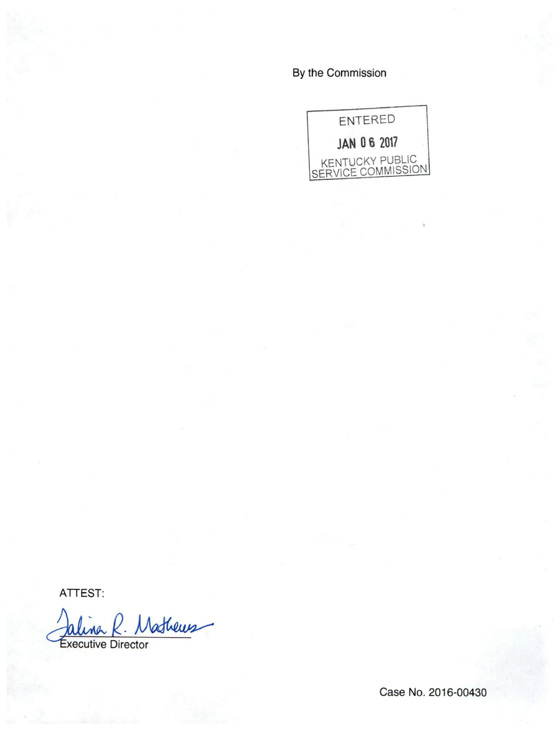By the Commission

ENTERED

JAN 06 2017

KENTUCKY PUBLIC SERVICE COMMISSION

ATTEST:

Talina R. Mathews

Executive Director

Case No. 2016-00430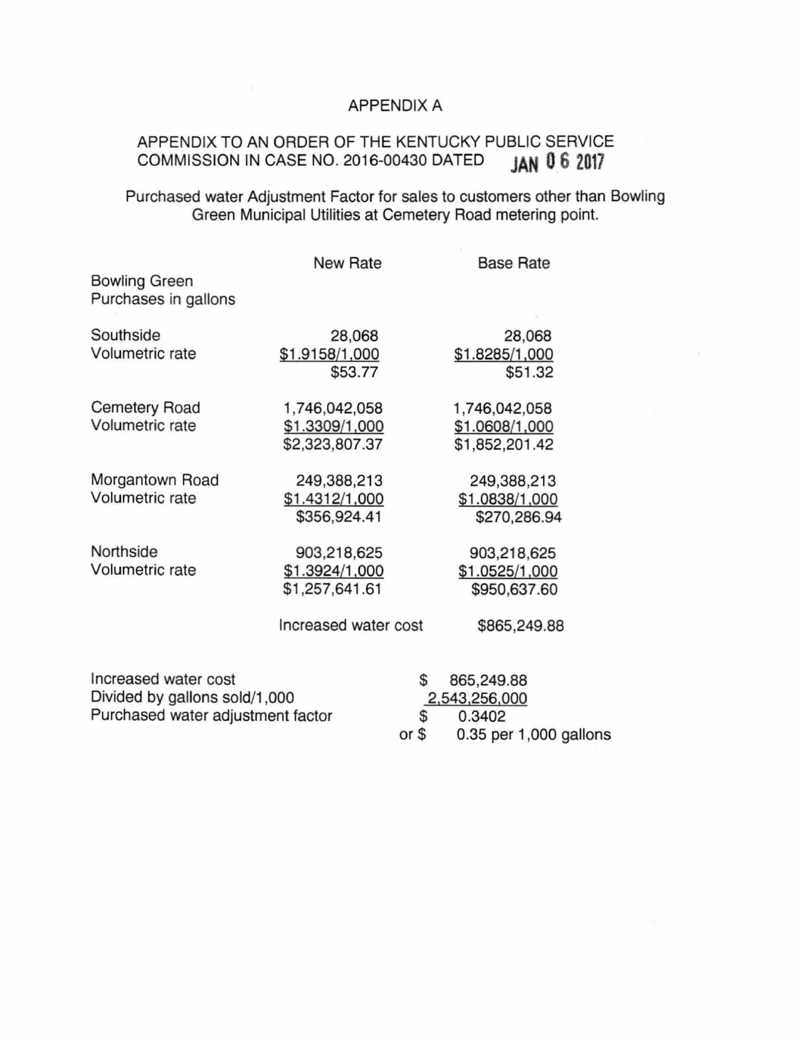# APPENDIX A

## APPENDIX TO AN ORDER OF THE KENTUCKY PUBLIC SERVICE COMMISSION IN CASE NO. 2016-00430 DATED JAN 06 2017

Purchased water Adjustment Factor for sales to customers other than Bowling Green Municipal Utilities at Cemetery Road metering point.

| | New Rate | Base Rate |
|---|---|---|
| Bowling Green Purchases in gallons | | |
| Southside | 28,068 | 28,068 |
| Volumetric rate | $1.9158/1,000 | $1.8285/1,000 |
| | $53.77 | $51.32 |
| Cemetery Road | 1,746,042,058 | 1,746,042,058 |
| Volumetric rate | $1.3309/1,000 | $1.0608/1,000 |
| | $2,323,807.37 | $1,852,201.42 |
| Morgantown Road | 249,388,213 | 249,388,213 |
| Volumetric rate | $1.4312/1,000 | $1.0838/1,000 |
| | $356,924.41 | $270,286.94 |
| Northside | 903,218,625 | 903,218,625 |
| Volumetric rate | $1.3924/1,000 | $1.0525/1,000 |
| | $1,257,641.61 | $950,637.60 |
| | Increased water cost | $865,249.88 |

| | |
|---|---|
| Increased water cost | $ 865,249.88 |
| Divided by gallons sold/1,000 | 2,543,256,000 |
| Purchased water adjustment factor | $ 0.3402 |
| | or $ 0.35 per 1,000 gallons |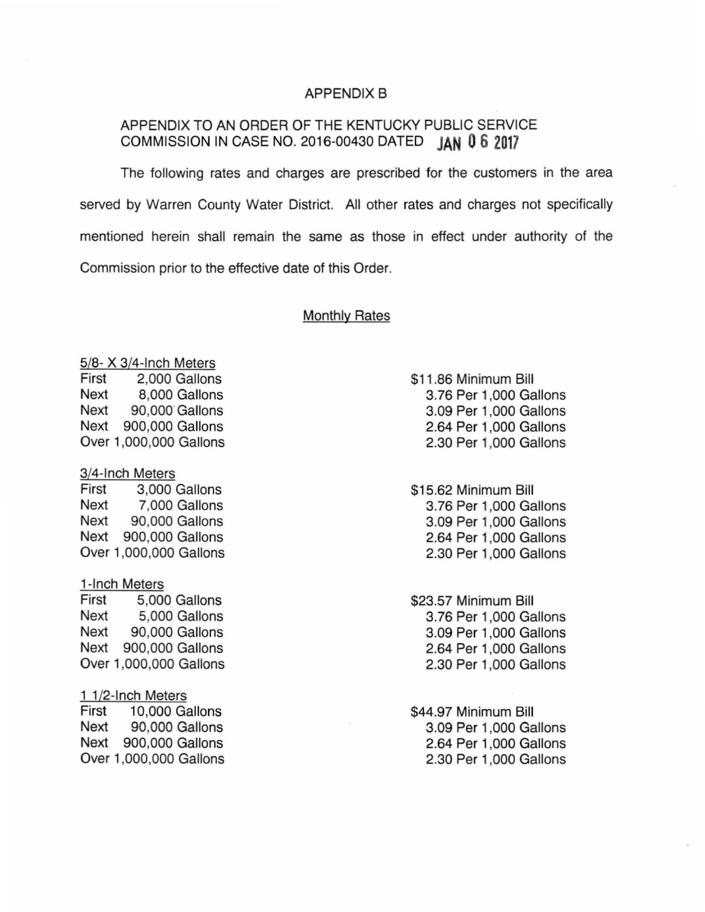# APPENDIX B

## APPENDIX TO AN ORDER OF THE KENTUCKY PUBLIC SERVICE COMMISSION IN CASE NO. 2016-00430 DATED JAN 06 2017

The following rates and charges are prescribed for the customers in the area served by Warren County Water District. All other rates and charges not specifically mentioned herein shall remain the same as those in effect under authority of the Commission prior to the effective date of this Order.

### Monthly Rates

| 5/8- X 3/4-Inch Meters | |
|---|---|
| First 2,000 Gallons | $11.86 Minimum Bill |
| Next 8,000 Gallons | 3.76 Per 1,000 Gallons |
| Next 90,000 Gallons | 3.09 Per 1,000 Gallons |
| Next 900,000 Gallons | 2.64 Per 1,000 Gallons |
| Over 1,000,000 Gallons | 2.30 Per 1,000 Gallons |

| 3/4-Inch Meters | |
|---|---|
| First 3,000 Gallons | $15.62 Minimum Bill |
| Next 7,000 Gallons | 3.76 Per 1,000 Gallons |
| Next 90,000 Gallons | 3.09 Per 1,000 Gallons |
| Next 900,000 Gallons | 2.64 Per 1,000 Gallons |
| Over 1,000,000 Gallons | 2.30 Per 1,000 Gallons |

| 1-Inch Meters | |
|---|---|
| First 5,000 Gallons | $23.57 Minimum Bill |
| Next 5,000 Gallons | 3.76 Per 1,000 Gallons |
| Next 90,000 Gallons | 3.09 Per 1,000 Gallons |
| Next 900,000 Gallons | 2.64 Per 1,000 Gallons |
| Over 1,000,000 Gallons | 2.30 Per 1,000 Gallons |

| 1 1/2-Inch Meters | |
|---|---|
| First 10,000 Gallons | $44.97 Minimum Bill |
| Next 90,000 Gallons | 3.09 Per 1,000 Gallons |
| Next 900,000 Gallons | 2.64 Per 1,000 Gallons |
| Over 1,000,000 Gallons | 2.30 Per 1,000 Gallons |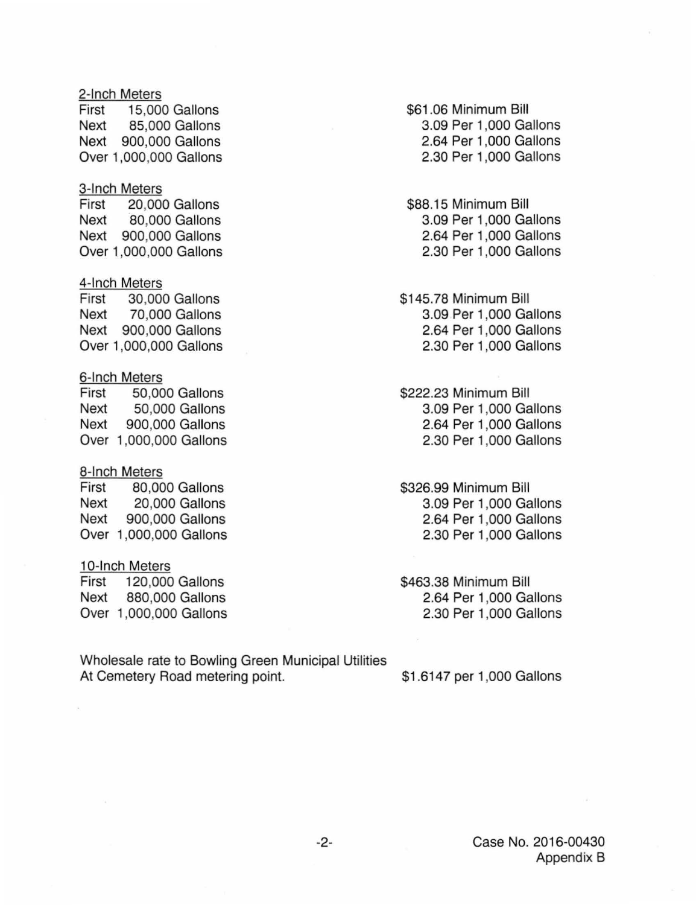2-Inch Meters

| | |
|---|---|
| First 15,000 Gallons | $61.06 Minimum Bill |
| Next 85,000 Gallons | 3.09 Per 1,000 Gallons |
| Next 900,000 Gallons | 2.64 Per 1,000 Gallons |
| Over 1,000,000 Gallons | 2.30 Per 1,000 Gallons |

3-Inch Meters

| | |
|---|---|
| First 20,000 Gallons | $88.15 Minimum Bill |
| Next 80,000 Gallons | 3.09 Per 1,000 Gallons |
| Next 900,000 Gallons | 2.64 Per 1,000 Gallons |
| Over 1,000,000 Gallons | 2.30 Per 1,000 Gallons |

4-Inch Meters

| | |
|---|---|
| First 30,000 Gallons | $145.78 Minimum Bill |
| Next 70,000 Gallons | 3.09 Per 1,000 Gallons |
| Next 900,000 Gallons | 2.64 Per 1,000 Gallons |
| Over 1,000,000 Gallons | 2.30 Per 1,000 Gallons |

6-Inch Meters

| | |
|---|---|
| First 50,000 Gallons | $222.23 Minimum Bill |
| Next 50,000 Gallons | 3.09 Per 1,000 Gallons |
| Next 900,000 Gallons | 2.64 Per 1,000 Gallons |
| Over 1,000,000 Gallons | 2.30 Per 1,000 Gallons |

8-Inch Meters

| | |
|---|---|
| First 80,000 Gallons | $326.99 Minimum Bill |
| Next 20,000 Gallons | 3.09 Per 1,000 Gallons |
| Next 900,000 Gallons | 2.64 Per 1,000 Gallons |
| Over 1,000,000 Gallons | 2.30 Per 1,000 Gallons |

10-Inch Meters

| | |
|---|---|
| First 120,000 Gallons | $463.38 Minimum Bill |
| Next 880,000 Gallons | 2.64 Per 1,000 Gallons |
| Over 1,000,000 Gallons | 2.30 Per 1,000 Gallons |

| | |
|---|---|
| Wholesale rate to Bowling Green Municipal Utilities At Cemetery Road metering point. | $1.6147 per 1,000 Gallons |

Case No. 2016-00430
Appendix B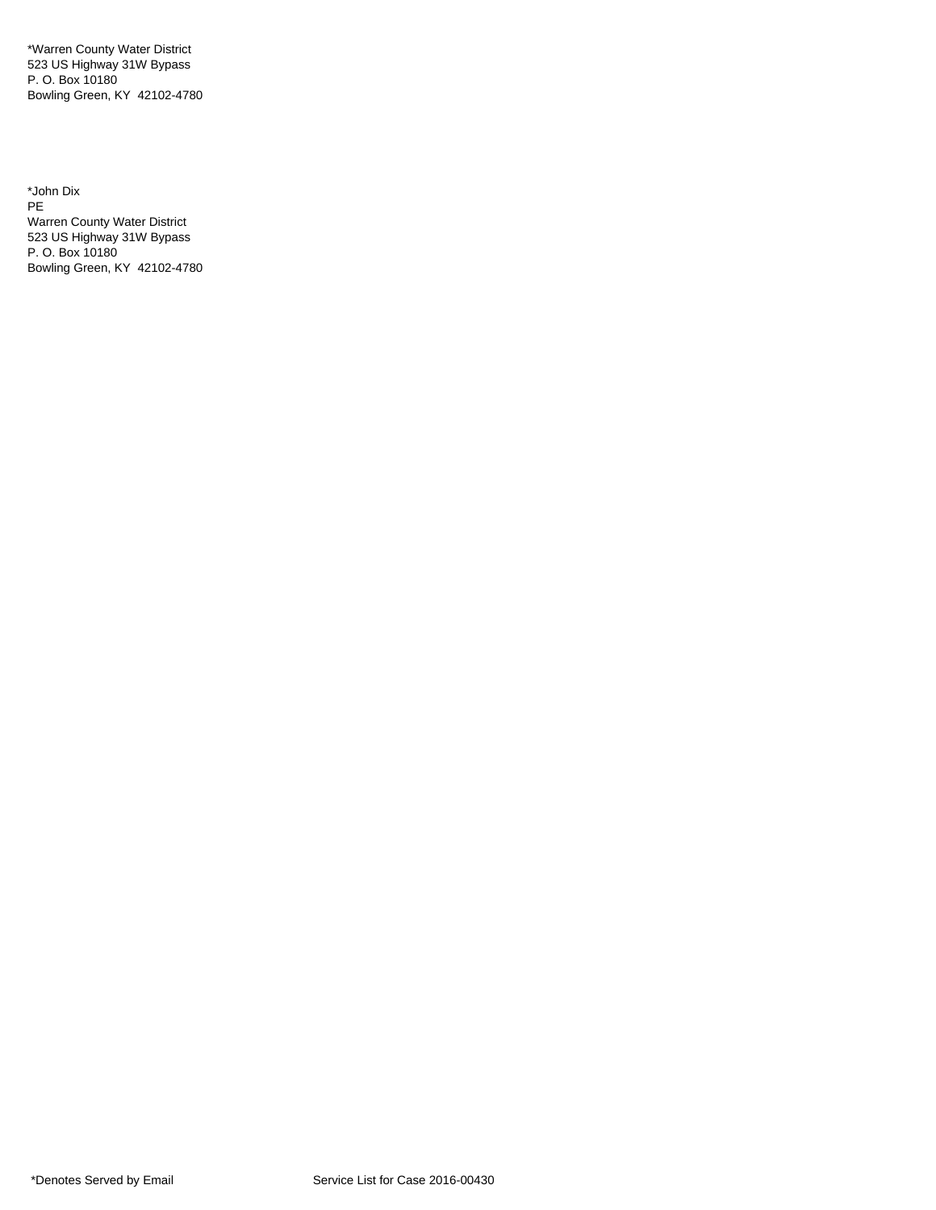*Warren County Water District
523 US Highway 31W Bypass
P. O. Box 10180
Bowling Green, KY  42102-4780

*John Dix
PE
Warren County Water District
523 US Highway 31W Bypass
P. O. Box 10180
Bowling Green, KY  42102-4780